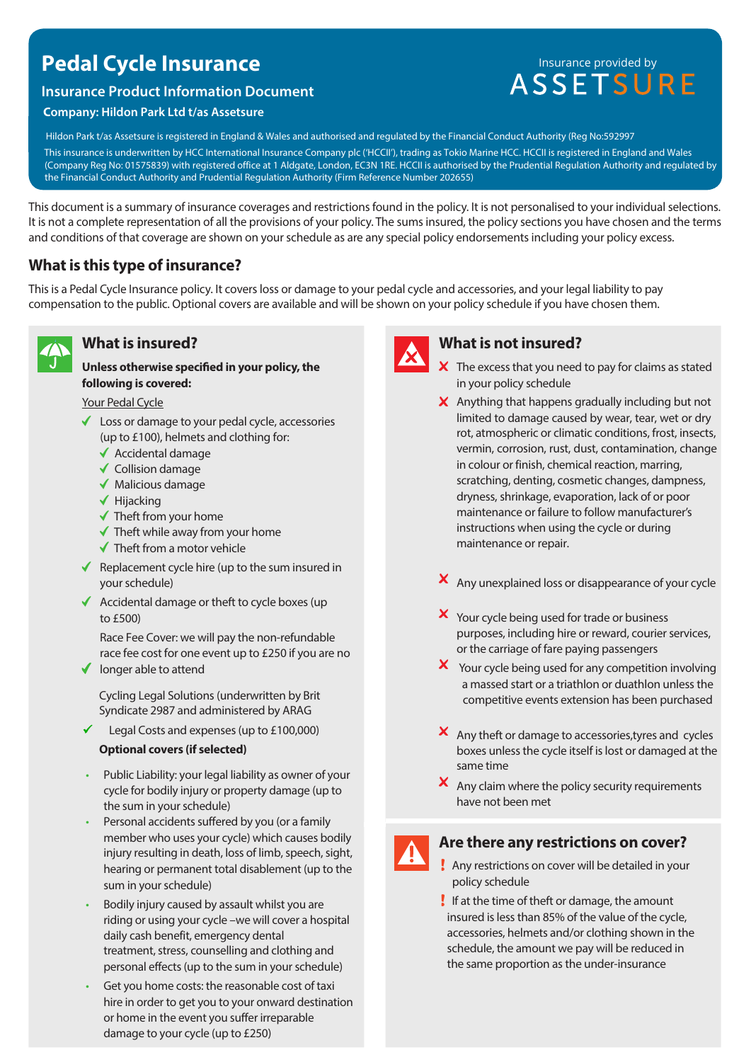# Pedal Cycle Insurance

## Insurance Product Information Document

**Company: Hildon Park Ltd t/as Assetsure**

Insurance provided by ASSETSURE

Hildon Park t/as Assetsure is registered in England & Wales and authorised and regulated by the Financial Conduct Authority (Reg No:592997

This insurance is underwritten by HCC International Insurance Company plc ('HCCII'), trading as Tokio Marine HCC. HCCII is registered in England and Wales (Company Reg No: 01575839) with registered office at 1 Aldgate, London, EC3N 1RE. HCCII is authorised by the Prudential Regulation Authority and regulated by the Financial Conduct Authority and Prudential Regulation Authority (Firm Reference Number 202655)

This document is a summary of insurance coverages and restrictions found in the policy. It is not personalised to your individual selections. It is not a complete representation of all the provisions of your policy. The sums insured, the policy sections you have chosen and the terms and conditions of that coverage are shown on your schedule as are any special policy endorsements including your policy excess.

## What is this type of insurance?

This is a Pedal Cycle Insurance policy. It covers loss or damage to your pedal cycle and accessories, and your legal liability to pay compensation to the public. Optional covers are available and will be shown on your policy schedule if you have chosen them.

### What is insured?

**Unless otherwise specified in your policy, the following is covered:**

Your Pedal Cycle

- ✓ Loss or damage to your pedal cycle, accessories (up to £100), helmets and clothing for:
  - ✓ Accidental damage
  - ✓ Collision damage
  - ✓ Malicious damage
  - ✓ Hijacking
  - ✓ Theft from your home
  - ✓ Theft while away from your home
  - ✓ Theft from a motor vehicle
- ✓ Replacement cycle hire (up to the sum insured in your schedule)
- ✓ Accidental damage or theft to cycle boxes (up to £500)
- ✓ Race Fee Cover: we will pay the non-refundable race fee cost for one event up to £250 if you are no longer able to attend

Cycling Legal Solutions (underwritten by Brit Syndicate 2987 and administered by ARAG

- ✓ Legal Costs and expenses (up to £100,000)

**Optional covers (if selected)**

- Public Liability: your legal liability as owner of your cycle for bodily injury or property damage (up to the sum in your schedule)
- Personal accidents suffered by you (or a family member who uses your cycle) which causes bodily injury resulting in death, loss of limb, speech, sight, hearing or permanent total disablement (up to the sum in your schedule)
- Bodily injury caused by assault whilst you are riding or using your cycle –we will cover a hospital daily cash benefit, emergency dental treatment, stress, counselling and clothing and personal effects (up to the sum in your schedule)
- Get you home costs: the reasonable cost of taxi hire in order to get you to your onward destination or home in the event you suffer irreparable damage to your cycle (up to £250)

### What is not insured?

- ✗ The excess that you need to pay for claims as stated in your policy schedule
- ✗ Anything that happens gradually including but not limited to damage caused by wear, tear, wet or dry rot, atmospheric or climatic conditions, frost, insects, vermin, corrosion, rust, dust, contamination, change in colour or finish, chemical reaction, marring, scratching, denting, cosmetic changes, dampness, dryness, shrinkage, evaporation, lack of or poor maintenance or failure to follow manufacturer's instructions when using the cycle or during maintenance or repair.
- ✗ Any unexplained loss or disappearance of your cycle
- ✗ Your cycle being used for trade or business purposes, including hire or reward, courier services, or the carriage of fare paying passengers
- ✗ Your cycle being used for any competition involving a massed start or a triathlon or duathlon unless the competitive events extension has been purchased
- ✗ Any theft or damage to accessories,tyres and cycles boxes unless the cycle itself is lost or damaged at the same time
- ✗ Any claim where the policy security requirements have not been met

### Are there any restrictions on cover?

- ! Any restrictions on cover will be detailed in your policy schedule
- ! If at the time of theft or damage, the amount insured is less than 85% of the value of the cycle, accessories, helmets and/or clothing shown in the schedule, the amount we pay will be reduced in the same proportion as the under-insurance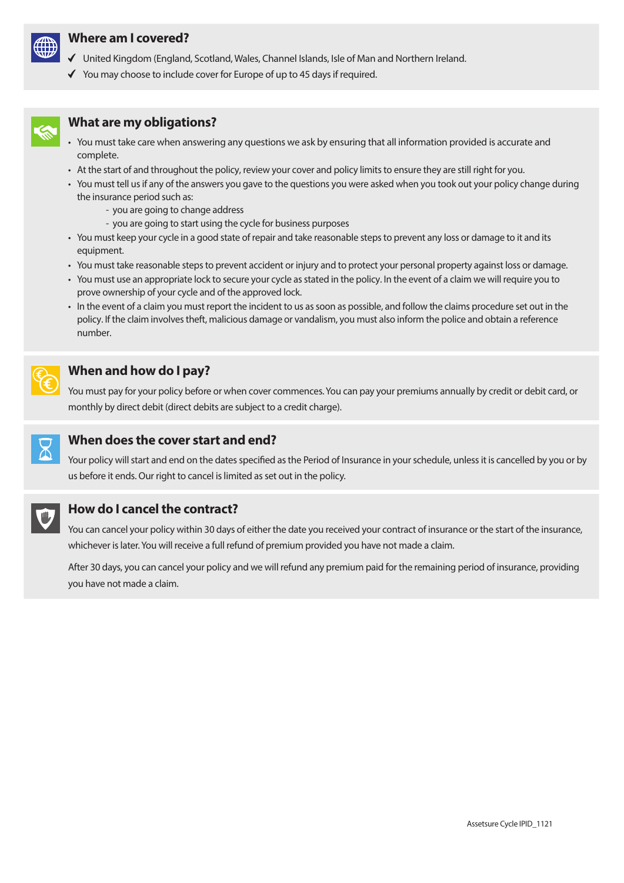## Where am I covered?

- ✓ United Kingdom (England, Scotland, Wales, Channel Islands, Isle of Man and Northern Ireland.
- ✓ You may choose to include cover for Europe of up to 45 days if required.

## What are my obligations?

- You must take care when answering any questions we ask by ensuring that all information provided is accurate and complete.
- At the start of and throughout the policy, review your cover and policy limits to ensure they are still right for you.
- You must tell us if any of the answers you gave to the questions you were asked when you took out your policy change during the insurance period such as:
  - you are going to change address
  - you are going to start using the cycle for business purposes
- You must keep your cycle in a good state of repair and take reasonable steps to prevent any loss or damage to it and its equipment.
- You must take reasonable steps to prevent accident or injury and to protect your personal property against loss or damage.
- You must use an appropriate lock to secure your cycle as stated in the policy. In the event of a claim we will require you to prove ownership of your cycle and of the approved lock.
- In the event of a claim you must report the incident to us as soon as possible, and follow the claims procedure set out in the policy. If the claim involves theft, malicious damage or vandalism, you must also inform the police and obtain a reference number.

## When and how do I pay?

You must pay for your policy before or when cover commences. You can pay your premiums annually by credit or debit card, or monthly by direct debit (direct debits are subject to a credit charge).

## When does the cover start and end?

Your policy will start and end on the dates specified as the Period of Insurance in your schedule, unless it is cancelled by you or by us before it ends. Our right to cancel is limited as set out in the policy.

## How do I cancel the contract?

You can cancel your policy within 30 days of either the date you received your contract of insurance or the start of the insurance, whichever is later. You will receive a full refund of premium provided you have not made a claim.

After 30 days, you can cancel your policy and we will refund any premium paid for the remaining period of insurance, providing you have not made a claim.

Assetsure Cycle IPID_1121